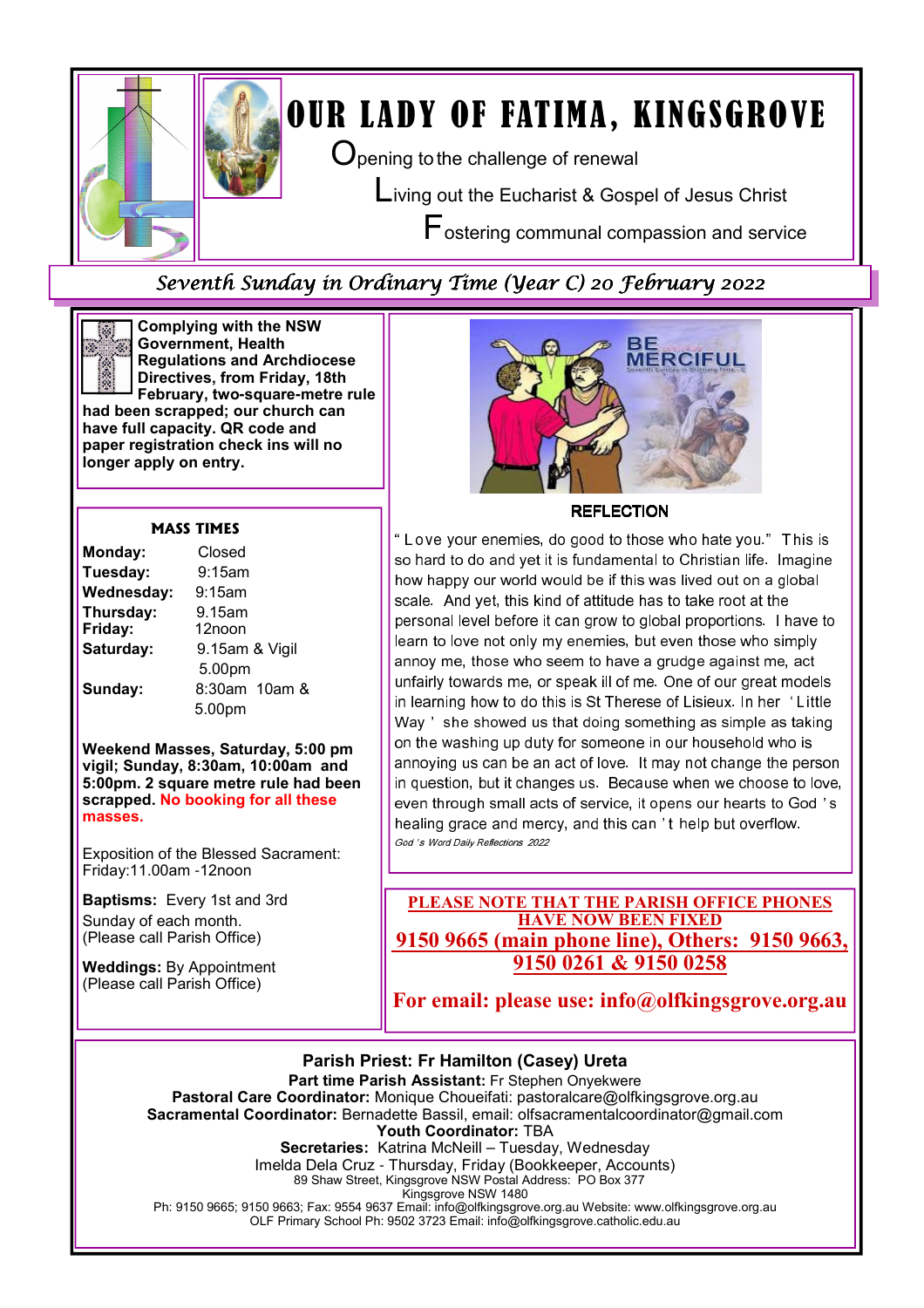# OUR LADY OF FATIMA, KINGSGROVE

**O**pening to the challenge of renewal

**L**iving out the Eucharist & Gospel of Jesus Christ

**F**ostering communal compassion and service

## *Seventh Sunday in Ordinary Time (Year C) 20 February 2022*

**Complying with the NSW Government, Health Regulations and Archdiocese Directives, from Friday, 18th February, two-square-metre rule had been scrapped; our church can have full capacity. QR code and paper registration check ins will no longer apply on entry.**

### MASS TIMES

| | |
|---|---|
| **Monday:** | Closed |
| **Tuesday:** | 9:15am |
| **Wednesday:** | 9:15am |
| **Thursday:** | 9.15am |
| **Friday:** | 12noon |
| **Saturday:** | 9.15am & Vigil 5.00pm |
| **Sunday:** | 8:30am 10am & 5.00pm |

**Weekend Masses, Saturday, 5:00 pm vigil; Sunday, 8:30am, 10:00am and 5:00pm. 2 square metre rule had been scrapped. No booking for all these masses.**

Exposition of the Blessed Sacrament: Friday:11.00am -12noon

**Baptisms:** Every 1st and 3rd Sunday of each month.
(Please call Parish Office)

**Weddings:** By Appointment
(Please call Parish Office)

### REFLECTION

"Love your enemies, do good to those who hate you." This is so hard to do and yet it is fundamental to Christian life. Imagine how happy our world would be if this was lived out on a global scale. And yet, this kind of attitude has to take root at the personal level before it can grow to global proportions. I have to learn to love not only my enemies, but even those who simply annoy me, those who seem to have a grudge against me, act unfairly towards me, or speak ill of me. One of our great models in learning how to do this is St Therese of Lisieux. In her 'Little Way' she showed us that doing something as simple as taking on the washing up duty for someone in our household who is annoying us can be an act of love. It may not change the person in question, but it changes us. Because when we choose to love, even through small acts of service, it opens our hearts to God's healing grace and mercy, and this can't help but overflow.

*God's Word Daily Reflections 2022*

**PLEASE NOTE THAT THE PARISH OFFICE PHONES HAVE NOW BEEN FIXED**

**9150 9665 (main phone line), Others: 9150 9663, 9150 0261 & 9150 0258**

**For email: please use: info@olfkingsgrove.org.au**

**Parish Priest: Fr Hamilton (Casey) Ureta**
**Part time Parish Assistant:** Fr Stephen Onyekwere
**Pastoral Care Coordinator:** Monique Choueifati: pastoralcare@olfkingsgrove.org.au
**Sacramental Coordinator:** Bernadette Bassil, email: olfsacramentalcoordinator@gmail.com
**Youth Coordinator:** TBA
**Secretaries:** Katrina McNeill – Tuesday, Wednesday
Imelda Dela Cruz - Thursday, Friday (Bookkeeper, Accounts)
89 Shaw Street, Kingsgrove NSW Postal Address: PO Box 377
Kingsgrove NSW 1480
Ph: 9150 9665; 9150 9663; Fax: 9554 9637 Email: info@olfkingsgrove.org.au Website: www.olfkingsgrove.org.au
OLF Primary School Ph: 9502 3723 Email: info@olfkingsgrove.catholic.edu.au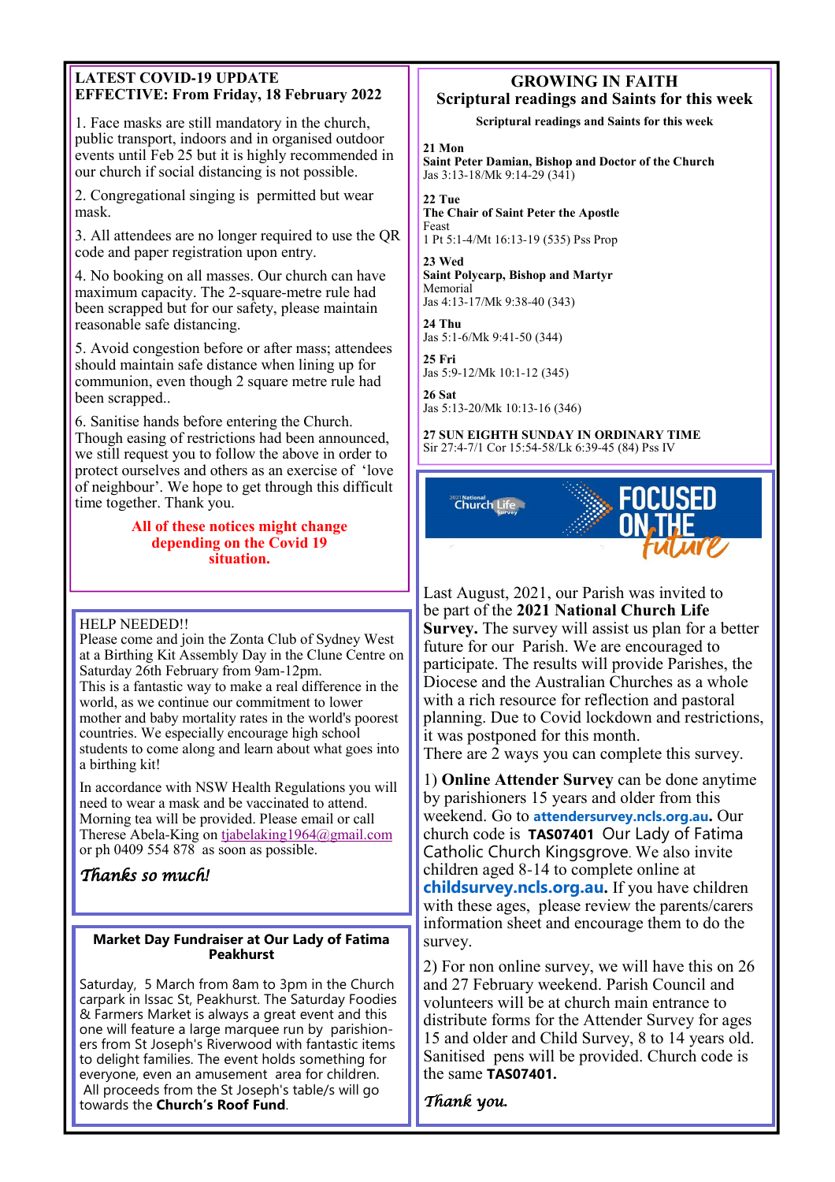## LATEST COVID-19 UPDATE
## EFFECTIVE: From Friday, 18 February 2022

1. Face masks are still mandatory in the church, public transport, indoors and in organised outdoor events until Feb 25 but it is highly recommended in our church if social distancing is not possible.

2. Congregational singing is permitted but wear mask.

3. All attendees are no longer required to use the QR code and paper registration upon entry.

4. No booking on all masses. Our church can have maximum capacity. The 2-square-metre rule had been scrapped but for our safety, please maintain reasonable safe distancing.

5. Avoid congestion before or after mass; attendees should maintain safe distance when lining up for communion, even though 2 square metre rule had been scrapped..

6. Sanitise hands before entering the Church. Though easing of restrictions had been announced, we still request you to follow the above in order to protect ourselves and others as an exercise of 'love of neighbour'. We hope to get through this difficult time together. Thank you.

**All of these notices might change depending on the Covid 19 situation.**

HELP NEEDED!!
Please come and join the Zonta Club of Sydney West at a Birthing Kit Assembly Day in the Clune Centre on Saturday 26th February from 9am-12pm.
This is a fantastic way to make a real difference in the world, as we continue our commitment to lower mother and baby mortality rates in the world's poorest countries. We especially encourage high school students to come along and learn about what goes into a birthing kit!

In accordance with NSW Health Regulations you will need to wear a mask and be vaccinated to attend. Morning tea will be provided. Please email or call Therese Abela-King on tjabelaking1964@gmail.com or ph 0409 554 878 as soon as possible.

*Thanks so much!*

### Market Day Fundraiser at Our Lady of Fatima Peakhurst

Saturday, 5 March from 8am to 3pm in the Church carpark in Issac St, Peakhurst. The Saturday Foodies & Farmers Market is always a great event and this one will feature a large marquee run by parishioners from St Joseph's Riverwood with fantastic items to delight families. The event holds something for everyone, even an amusement area for children.
All proceeds from the St Joseph's table/s will go towards the **Church's Roof Fund**.

## GROWING IN FAITH
## Scriptural readings and Saints for this week

**Scriptural readings and Saints for this week**

**21 Mon**
**Saint Peter Damian, Bishop and Doctor of the Church**
Jas 3:13-18/Mk 9:14-29 (341)

**22 Tue**
**The Chair of Saint Peter the Apostle**
Feast
1 Pt 5:1-4/Mt 16:13-19 (535) Pss Prop

**23 Wed**
**Saint Polycarp, Bishop and Martyr**
Memorial
Jas 4:13-17/Mk 9:38-40 (343)

**24 Thu**
Jas 5:1-6/Mk 9:41-50 (344)

**25 Fri**
Jas 5:9-12/Mk 10:1-12 (345)

**26 Sat**
Jas 5:13-20/Mk 10:13-16 (346)

**27 SUN EIGHTH SUNDAY IN ORDINARY TIME**
Sir 27:4-7/1 Cor 15:54-58/Lk 6:39-45 (84) Pss IV

2021 National Church Life Survey — FOCUSED ON THE *future*

Last August, 2021, our Parish was invited to be part of the **2021 National Church Life Survey.** The survey will assist us plan for a better future for our Parish. We are encouraged to participate. The results will provide Parishes, the Diocese and the Australian Churches as a whole with a rich resource for reflection and pastoral planning. Due to Covid lockdown and restrictions, it was postponed for this month.
There are 2 ways you can complete this survey.

1) **Online Attender Survey** can be done anytime by parishioners 15 years and older from this weekend. Go to **attendersurvey.ncls.org.au.** Our church code is **TAS07401** Our Lady of Fatima Catholic Church Kingsgrove. We also invite children aged 8-14 to complete online at **childsurvey.ncls.org.au.** If you have children with these ages, please review the parents/carers information sheet and encourage them to do the survey.

2) For non online survey, we will have this on 26 and 27 February weekend. Parish Council and volunteers will be at church main entrance to distribute forms for the Attender Survey for ages 15 and older and Child Survey, 8 to 14 years old. Sanitised pens will be provided. Church code is the same **TAS07401.**

*Thank you.*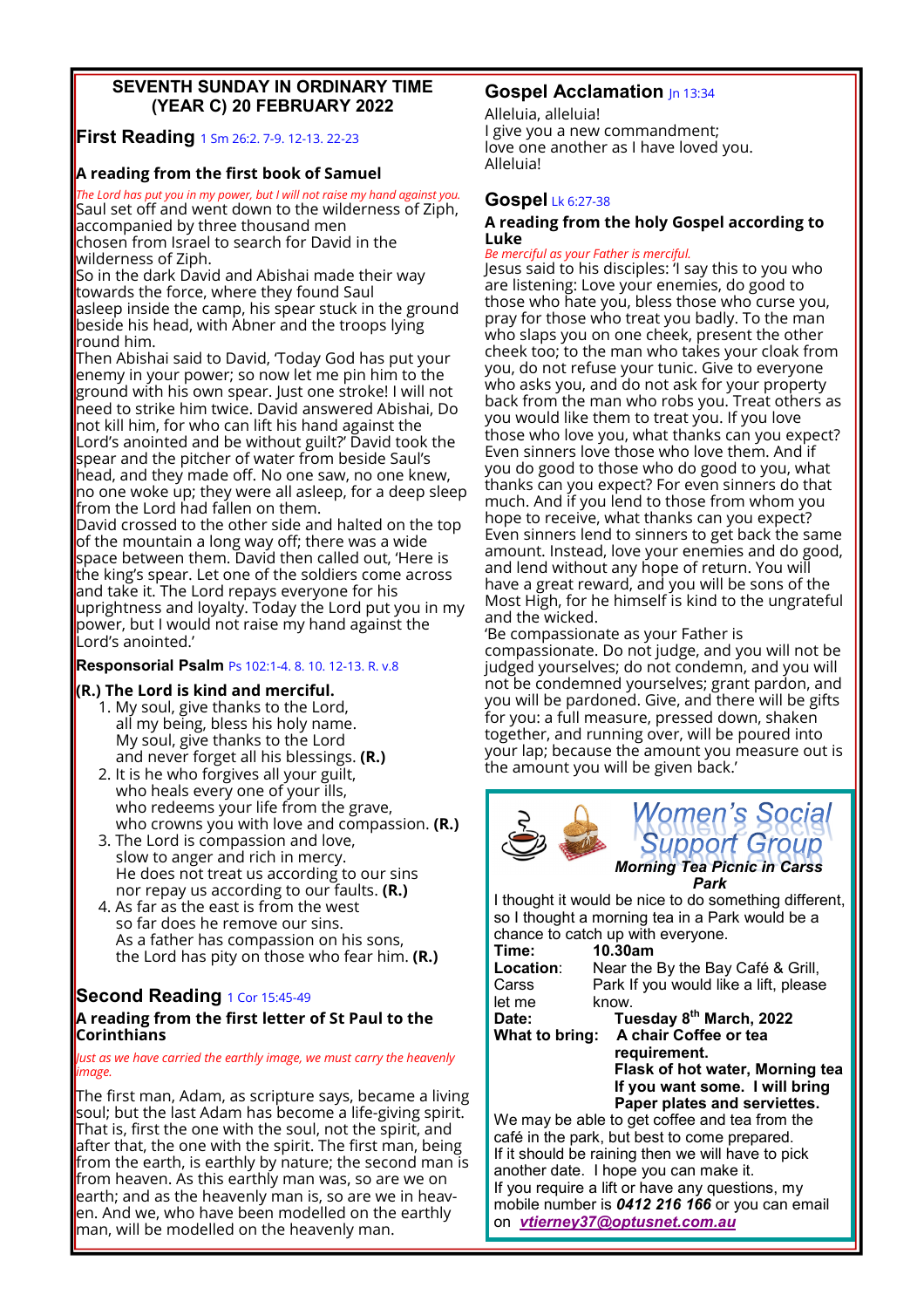**SEVENTH SUNDAY IN ORDINARY TIME (YEAR C) 20 FEBRUARY 2022**

## First Reading 1 Sm 26:2. 7-9. 12-13. 22-23

### A reading from the first book of Samuel

*The Lord has put you in my power, but I will not raise my hand against you.*

Saul set off and went down to the wilderness of Ziph, accompanied by three thousand men chosen from Israel to search for David in the wilderness of Ziph.

So in the dark David and Abishai made their way towards the force, where they found Saul asleep inside the camp, his spear stuck in the ground beside his head, with Abner and the troops lying round him.

Then Abishai said to David, 'Today God has put your enemy in your power; so now let me pin him to the ground with his own spear. Just one stroke! I will not need to strike him twice. David answered Abishai, Do not kill him, for who can lift his hand against the Lord's anointed and be without guilt?' David took the spear and the pitcher of water from beside Saul's head, and they made off. No one saw, no one knew, no one woke up; they were all asleep, for a deep sleep from the Lord had fallen on them.

David crossed to the other side and halted on the top of the mountain a long way off; there was a wide space between them. David then called out, 'Here is the king's spear. Let one of the soldiers come across and take it. The Lord repays everyone for his uprightness and loyalty. Today the Lord put you in my power, but I would not raise my hand against the Lord's anointed.'

## Responsorial Psalm Ps 102:1-4. 8. 10. 12-13. R. v.8

**(R.) The Lord is kind and merciful.**

1. My soul, give thanks to the Lord,
   all my being, bless his holy name.
   My soul, give thanks to the Lord
   and never forget all his blessings. **(R.)**
2. It is he who forgives all your guilt,
   who heals every one of your ills,
   who redeems your life from the grave,
   who crowns you with love and compassion. **(R.)**
3. The Lord is compassion and love,
   slow to anger and rich in mercy.
   He does not treat us according to our sins
   nor repay us according to our faults. **(R.)**
4. As far as the east is from the west
   so far does he remove our sins.
   As a father has compassion on his sons,
   the Lord has pity on those who fear him. **(R.)**

## Second Reading 1 Cor 15:45-49

### A reading from the first letter of St Paul to the Corinthians

*Just as we have carried the earthly image, we must carry the heavenly image.*

The first man, Adam, as scripture says, became a living soul; but the last Adam has become a life-giving spirit. That is, first the one with the soul, not the spirit, and after that, the one with the spirit. The first man, being from the earth, is earthly by nature; the second man is from heaven. As this earthly man was, so are we on earth; and as the heavenly man is, so are we in heaven. And we, who have been modelled on the earthly man, will be modelled on the heavenly man.

## Gospel Acclamation Jn 13:34

Alleluia, alleluia!
I give you a new commandment;
love one another as I have loved you.
Alleluia!

## Gospel Lk 6:27-38

### A reading from the holy Gospel according to Luke

*Be merciful as your Father is merciful.*

Jesus said to his disciples: 'I say this to you who are listening: Love your enemies, do good to those who hate you, bless those who curse you, pray for those who treat you badly. To the man who slaps you on one cheek, present the other cheek too; to the man who takes your cloak from you, do not refuse your tunic. Give to everyone who asks you, and do not ask for your property back from the man who robs you. Treat others as you would like them to treat you. If you love those who love you, what thanks can you expect? Even sinners love those who love them. And if you do good to those who do good to you, what thanks can you expect? For even sinners do that much. And if you lend to those from whom you hope to receive, what thanks can you expect? Even sinners lend to sinners to get back the same amount. Instead, love your enemies and do good, and lend without any hope of return. You will have a great reward, and you will be sons of the Most High, for he himself is kind to the ungrateful and the wicked.

'Be compassionate as your Father is compassionate. Do not judge, and you will not be judged yourselves; do not condemn, and you will not be condemned yourselves; grant pardon, and you will be pardoned. Give, and there will be gifts for you: a full measure, pressed down, shaken together, and running over, will be poured into your lap; because the amount you measure out is the amount you will be given back.'

## Women's Social Support Group

***Morning Tea Picnic in Carss Park***

I thought it would be nice to do something different, so I thought a morning tea in a Park would be a chance to catch up with everyone.

**Time:** 10.30am

**Location:** Near the By the Bay Café & Grill, Carss Park If you would like a lift, please let me know.

**Date:** **Tuesday 8th March, 2022**

**What to bring:** **A chair Coffee or tea requirement. Flask of hot water, Morning tea If you want some. I will bring Paper plates and serviettes.**

We may be able to get coffee and tea from the café in the park, but best to come prepared.

If it should be raining then we will have to pick another date. I hope you can make it.

If you require a lift or have any questions, my mobile number is ***0412 216 166*** or you can email on ***vtierney37@optusnet.com.au***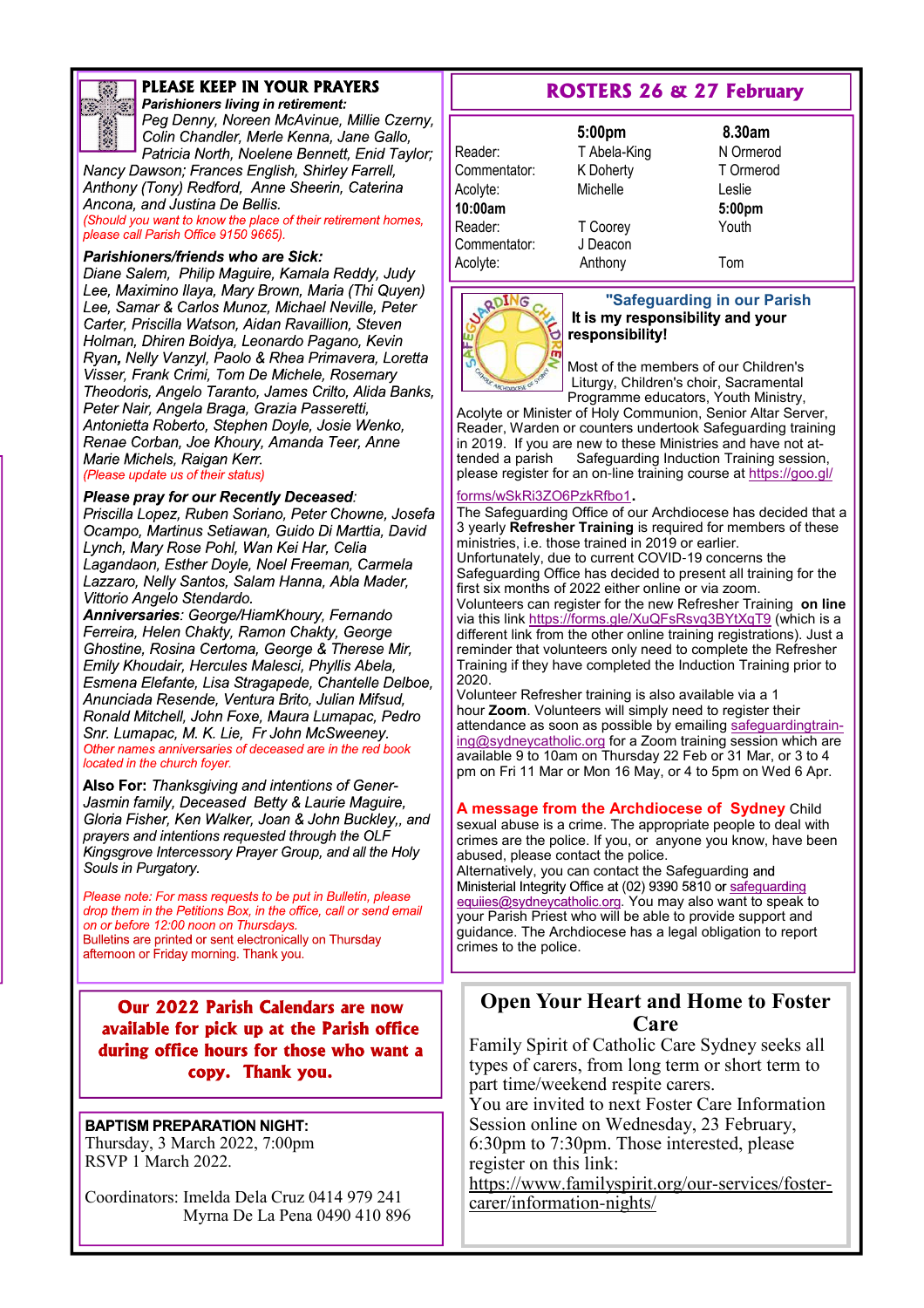## PLEASE KEEP IN YOUR PRAYERS

***Parishioners living in retirement:***

*Peg Denny, Noreen McAvinue, Millie Czerny, Colin Chandler, Merle Kenna, Jane Gallo, Patricia North, Noelene Bennett, Enid Taylor; Nancy Dawson; Frances English, Shirley Farrell, Anthony (Tony) Redford, Anne Sheerin, Caterina Ancona, and Justina De Bellis.*

*(Should you want to know the place of their retirement homes, please call Parish Office 9150 9665).*

***Parishioners/friends who are Sick:***

*Diane Salem, Philip Maguire, Kamala Reddy, Judy Lee, Maximino Ilaya, Mary Brown, Maria (Thi Quyen) Lee, Samar & Carlos Munoz, Michael Neville, Peter Carter, Priscilla Watson, Aidan Ravaillion, Steven Holman, Dhiren Boidya, Leonardo Pagano, Kevin Ryan, Nelly Vanzyl, Paolo & Rhea Primavera, Loretta Visser, Frank Crimi, Tom De Michele, Rosemary Theodoris, Angelo Taranto, James Crilto, Alida Banks, Peter Nair, Angela Braga, Grazia Passeretti, Antonietta Roberto, Stephen Doyle, Josie Wenko, Renae Corban, Joe Khoury, Amanda Teer, Anne Marie Michels, Raigan Kerr.*

*(Please update us of their status)*

***Please pray for our Recently Deceased:***

*Priscilla Lopez, Ruben Soriano, Peter Chowne, Josefa Ocampo, Martinus Setiawan, Guido Di Marttia, David Lynch, Mary Rose Pohl, Wan Kei Har, Celia Lagandaon, Esther Doyle, Noel Freeman, Carmela Lazzaro, Nelly Santos, Salam Hanna, Abla Mader, Vittorio Angelo Stendardo.*

***Anniversaries**: George/HiamKhoury, Fernando Ferreira, Helen Chakty, Ramon Chakty, George Ghostine, Rosina Certoma, George & Therese Mir, Emily Khoudair, Hercules Malesci, Phyllis Abela, Esmena Elefante, Lisa Stragapede, Chantelle Delboe, Anunciada Resende, Ventura Brito, Julian Mifsud, Ronald Mitchell, John Foxe, Maura Lumapac, Pedro Snr. Lumapac, M. K. Lie, Fr John McSweeney.*

*Other names anniversaries of deceased are in the red book located in the church foyer.*

**Also For:** *Thanksgiving and intentions of Gener-Jasmin family, Deceased Betty & Laurie Maguire, Gloria Fisher, Ken Walker, Joan & John Buckley,, and prayers and intentions requested through the OLF Kingsgrove Intercessory Prayer Group, and all the Holy Souls in Purgatory.*

*Please note: For mass requests to be put in Bulletin, please drop them in the Petitions Box, in the office, call or send email on or before 12:00 noon on Thursdays.*

Bulletins are printed or sent electronically on Thursday afternoon or Friday morning. Thank you.

**Our 2022 Parish Calendars are now available for pick up at the Parish office during office hours for those who want a copy. Thank you.**

**BAPTISM PREPARATION NIGHT:**

Thursday, 3 March 2022, 7:00pm

RSVP 1 March 2022.

Coordinators: Imelda Dela Cruz 0414 979 241
Myrna De La Pena 0490 410 896

## ROSTERS 26 & 27 February

| | 5:00pm | 8.30am |
|---|---|---|
| Reader: | T Abela-King | N Ormerod |
| Commentator: | K Doherty | T Ormerod |
| Acolyte: | Michelle | Leslie |
| **10:00am** | | **5:00pm** |
| Reader: | T Coorey | Youth |
| Commentator: | J Deacon | |
| Acolyte: | Anthony | Tom |

### "Safeguarding in our Parish

**It is my responsibility and your responsibility!**

Most of the members of our Children's Liturgy, Children's choir, Sacramental Programme educators, Youth Ministry, Acolyte or Minister of Holy Communion, Senior Altar Server, Reader, Warden or counters undertook Safeguarding training in 2019. If you are new to these Ministries and have not attended a parish Safeguarding Induction Training session, please register for an on-line training course at https://goo.gl/forms/wSkRi3ZO6PzkRfbo1.

The Safeguarding Office of our Archdiocese has decided that a 3 yearly **Refresher Training** is required for members of these ministries, i.e. those trained in 2019 or earlier.

Unfortunately, due to current COVID-19 concerns the Safeguarding Office has decided to present all training for the first six months of 2022 either online or via zoom.

Volunteers can register for the new Refresher Training **on line** via this link https://forms.gle/XuQFsRsvq3BYtXqT9 (which is a different link from the other online training registrations). Just a reminder that volunteers only need to complete the Refresher Training if they have completed the Induction Training prior to 2020.

Volunteer Refresher training is also available via a 1 hour **Zoom**. Volunteers will simply need to register their attendance as soon as possible by emailing safeguardingtraining@sydneycatholic.org for a Zoom training session which are available 9 to 10am on Thursday 22 Feb or 31 Mar, or 3 to 4 pm on Fri 11 Mar or Mon 16 May, or 4 to 5pm on Wed 6 Apr.

**A message from the Archdiocese of Sydney** Child sexual abuse is a crime. The appropriate people to deal with crimes are the police. If you, or anyone you know, have been abused, please contact the police.

Alternatively, you can contact the Safeguarding and Ministerial Integrity Office at (02) 9390 5810 or safeguarding equiies@sydneycatholic.org. You may also want to speak to your Parish Priest who will be able to provide support and guidance. The Archdiocese has a legal obligation to report crimes to the police.

## Open Your Heart and Home to Foster Care

Family Spirit of Catholic Care Sydney seeks all types of carers, from long term or short term to part time/weekend respite carers.

You are invited to next Foster Care Information Session online on Wednesday, 23 February, 6:30pm to 7:30pm. Those interested, please register on this link: https://www.familyspirit.org/our-services/foster-carer/information-nights/